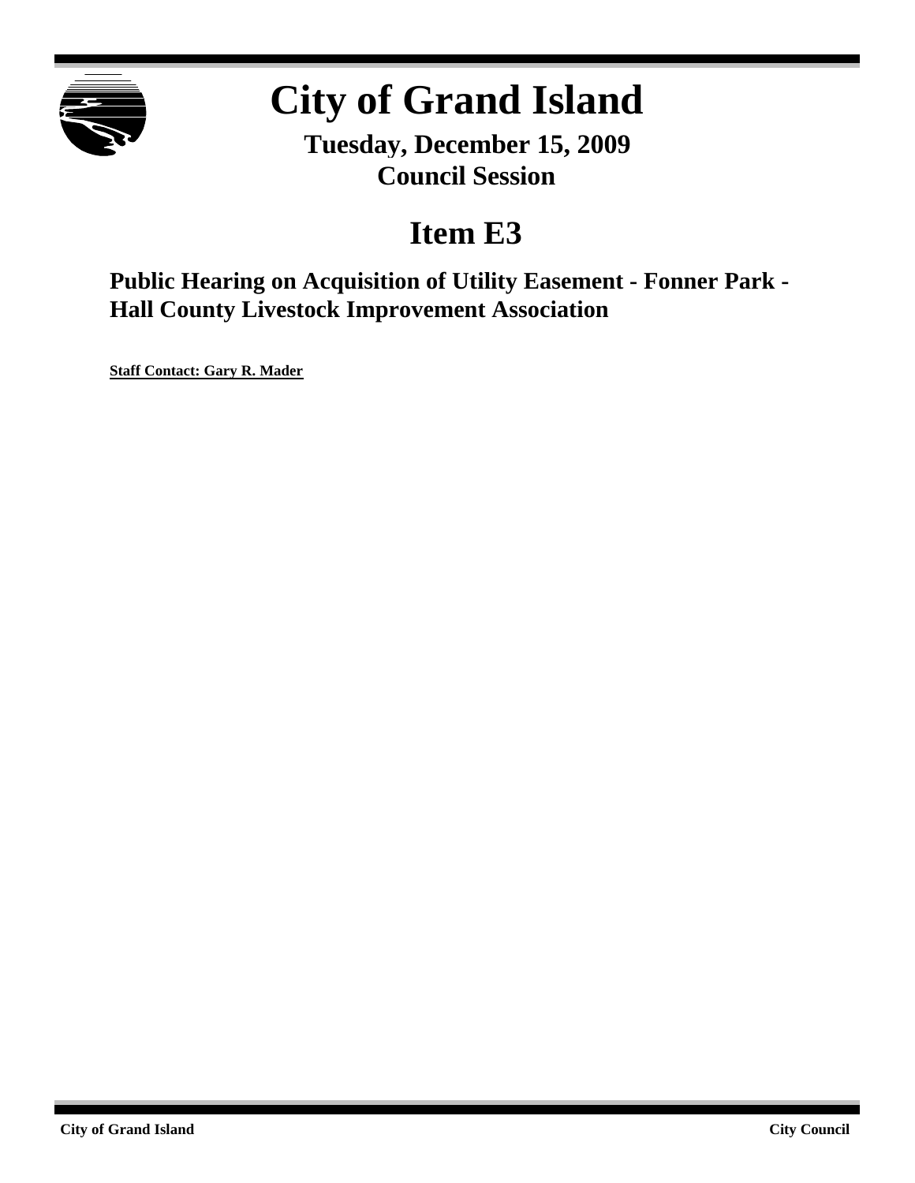# City of Grand Island

**Tuesday, December 15, 2009**
**Council Session**

## Item E3

### Public Hearing on Acquisition of Utility Easement - Fonner Park - Hall County Livestock Improvement Association

**Staff Contact: Gary R. Mader**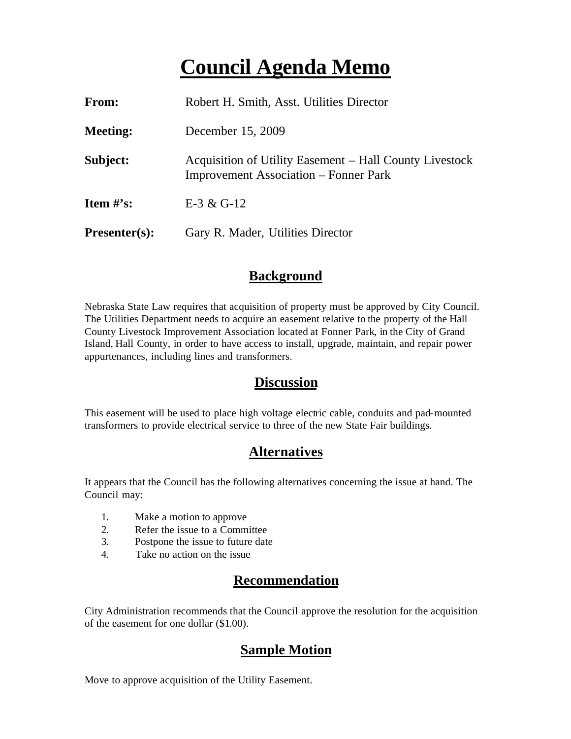# Council Agenda Memo

**From:** Robert H. Smith, Asst. Utilities Director

**Meeting:** December 15, 2009

**Subject:** Acquisition of Utility Easement – Hall County Livestock Improvement Association – Fonner Park

**Item #'s:** E-3 & G-12

**Presenter(s):** Gary R. Mader, Utilities Director

## Background

Nebraska State Law requires that acquisition of property must be approved by City Council. The Utilities Department needs to acquire an easement relative to the property of the Hall County Livestock Improvement Association located at Fonner Park, in the City of Grand Island, Hall County, in order to have access to install, upgrade, maintain, and repair power appurtenances, including lines and transformers.

## Discussion

This easement will be used to place high voltage electric cable, conduits and pad-mounted transformers to provide electrical service to three of the new State Fair buildings.

## Alternatives

It appears that the Council has the following alternatives concerning the issue at hand. The Council may:

1. Make a motion to approve
2. Refer the issue to a Committee
3. Postpone the issue to future date
4. Take no action on the issue

## Recommendation

City Administration recommends that the Council approve the resolution for the acquisition of the easement for one dollar ($1.00).

## Sample Motion

Move to approve acquisition of the Utility Easement.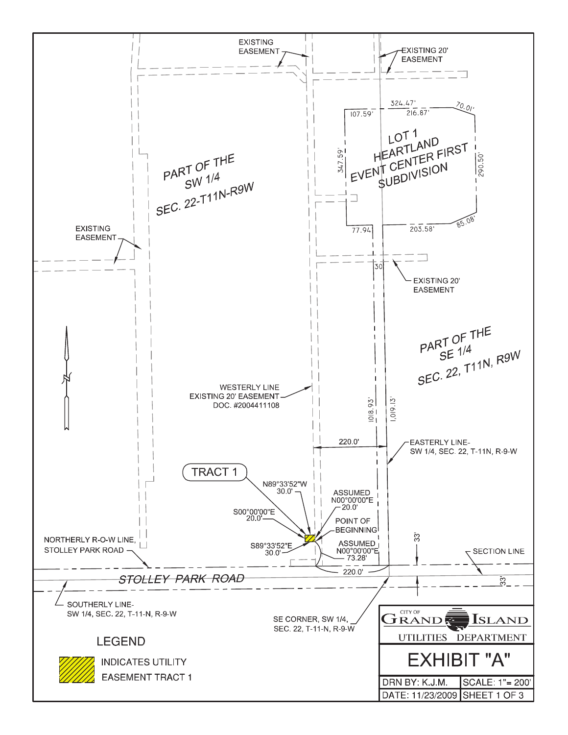EXISTING EASEMENT

EXISTING 20' EASEMENT

324.47'

107.59'

216.87'

70.01'

LOT 1 HEARTLAND EVENT CENTER FIRST SUBDIVISION

347.59'

290.50'

PART OF THE SW 1/4 SEC. 22-T11N-R9W

EXISTING EASEMENT

77.94'

203.58'

85.08'

30'

EXISTING 20' EASEMENT

PART OF THE SE 1/4 SEC. 22, T11N, R9W

WESTERLY LINE EXISTING 20' EASEMENT DOC. #2004411108

1018.93'

1,019.13'

220.0'

EASTERLY LINE- SW 1/4, SEC. 22, T-11-N, R-9-W

TRACT 1

N89°33'52"W 30.0'

ASSUMED N00°00'00"E 20.0'

S00°00'00"E 20.0'

POINT OF BEGINNING

NORTHERLY R-O-W LINE, STOLLEY PARK ROAD

S89°33'52"E 30.0'

ASSUMED N00°00'00"E 73.28'

33'

SECTION LINE

220.0'

STOLLEY PARK ROAD

33'

SOUTHERLY LINE- SW 1/4, SEC. 22, T-11-N, R-9-W

SE CORNER, SW 1/4, SEC. 22, T-11-N, R-9-W

## LEGEND

INDICATES UTILITY EASEMENT TRACT 1

CITY OF GRAND ISLAND

UTILITIES DEPARTMENT

# EXHIBIT "A"

| DRN BY: K.J.M. | SCALE: 1"= 200' |
|---|---|
| DATE: 11/23/2009 | SHEET 1 OF 3 |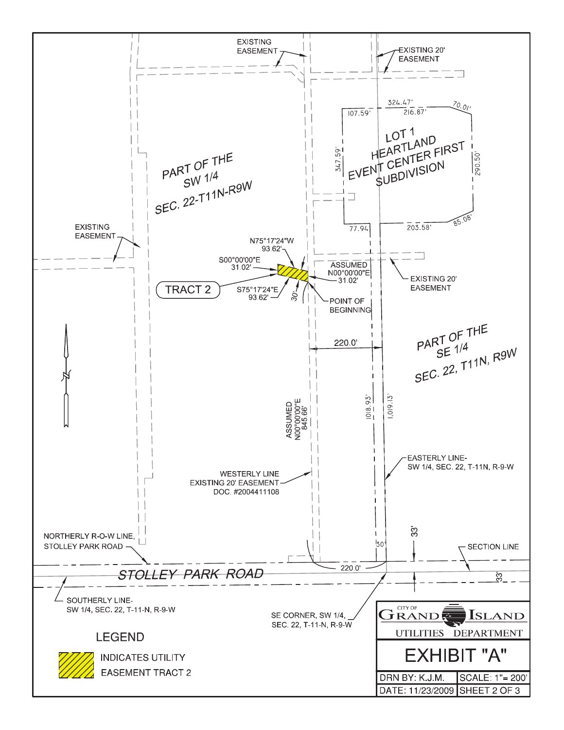EXISTING EASEMENT

EXISTING 20' EASEMENT

324.47'

107.59'

216.87'

70.01'

LOT 1
HEARTLAND
EVENT CENTER FIRST
SUBDIVISION

347.59'

290.50'

77.94'

203.58'

85.08'

PART OF THE
SW 1/4
SEC. 22-T11N-R9W

EXISTING EASEMENT

N75°17'24"W
93.62'

S00°00'00"E
31.02'

ASSUMED
N00°00'00"E
31.02'

EXISTING 20' EASEMENT

TRACT 2

S75°17'24"E
93.62'

30'

POINT OF BEGINNING

220.0'

PART OF THE
SE 1/4
SEC. 22, T11N, R9W

ASSUMED
N00°00'00"E
845.66'

1018.93'

1,019.13'

EASTERLY LINE-
SW 1/4, SEC. 22, T-11N, R-9-W

WESTERLY LINE
EXISTING 20' EASEMENT
DOC. #2004411108

NORTHERLY R-O-W LINE,
STOLLEY PARK ROAD

33'

30'

SECTION LINE

220.0'

STOLLEY PARK ROAD

33'

SOUTHERLY LINE-
SW 1/4, SEC. 22, T-11-N, R-9-W

SE CORNER, SW 1/4,
SEC. 22, T-11-N, R-9-W

LEGEND

INDICATES UTILITY EASEMENT TRACT 2

CITY OF GRAND ISLAND
UTILITIES DEPARTMENT

EXHIBIT "A"

| DRN BY: K.J.M. | SCALE: 1"= 200' |
|---|---|
| DATE: 11/23/2009 | SHEET 2 OF 3 |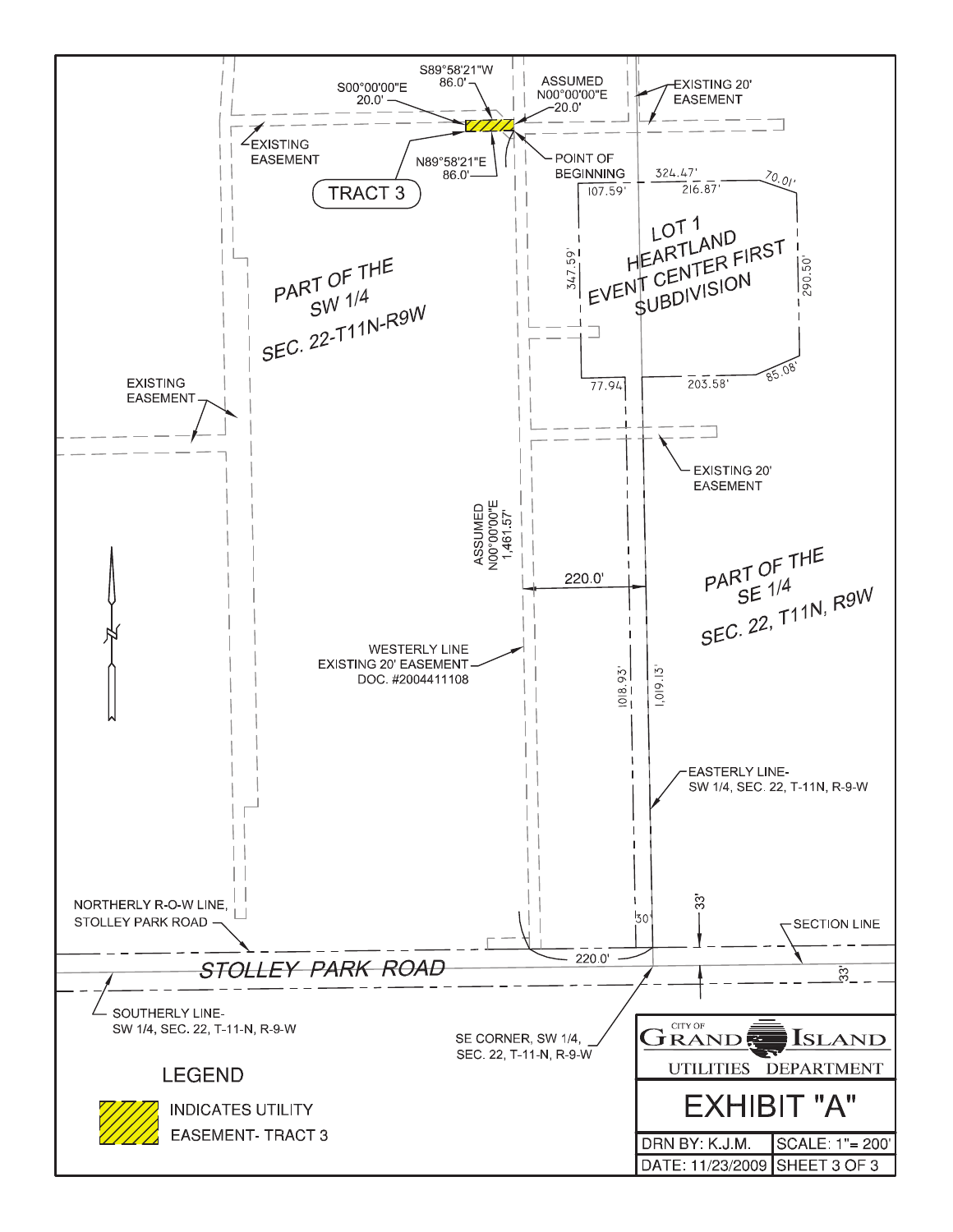S89°58'21"W
86.0'

S00°00'00"E
20.0'

ASSUMED
N00°00'00"E
20.0'

EXISTING 20'
EASEMENT

EXISTING
EASEMENT

N89°58'21"E
86.0'

POINT OF
BEGINNING

TRACT 3

324.47'
216.87'
107.59'
70.01'

LOT 1
HEARTLAND
EVENT CENTER FIRST
SUBDIVISION

347.59'
290.50'

PART OF THE
SW 1/4
SEC. 22-T11N-R9W

77.94'
203.58'
85.08'

EXISTING
EASEMENT

EXISTING 20'
EASEMENT

ASSUMED
N00°00'00"E
1,461.57'

220.0'

PART OF THE
SE 1/4
SEC. 22, T11N, R9W

WESTERLY LINE
EXISTING 20' EASEMENT
DOC. #2004411108

1018.93'
1,019.13'

EASTERLY LINE-
SW 1/4, SEC. 22, T-11N, R-9-W

NORTHERLY R-O-W LINE,
STOLLEY PARK ROAD

30'
33'
SECTION LINE

220.0'

STOLLEY PARK ROAD

33'

SOUTHERLY LINE-
SW 1/4, SEC. 22, T-11-N, R-9-W

SE CORNER, SW 1/4,
SEC. 22, T-11-N, R-9-W

LEGEND

INDICATES UTILITY
EASEMENT- TRACT 3

CITY OF GRAND ISLAND
UTILITIES DEPARTMENT

EXHIBIT "A"

| | |
|---|---|
| DRN BY: K.J.M. | SCALE: 1"= 200' |
| DATE: 11/23/2009 | SHEET 3 OF 3 |